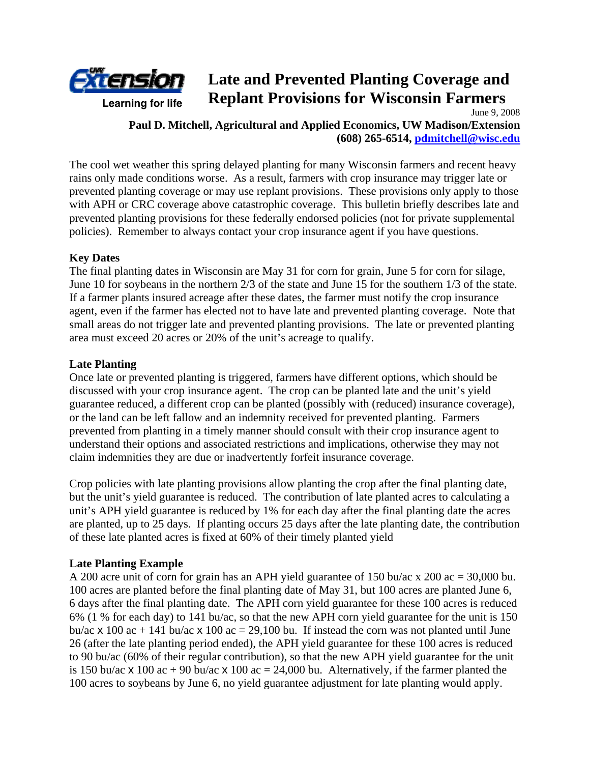Learning for life

# Late and Prevented Planting Coverage and Replant Provisions for Wisconsin Farmers

June 9, 2008

**Paul D. Mitchell, Agricultural and Applied Economics, UW Madison/Extension**
**(608) 265-6514, pdmitchell@wisc.edu**

The cool wet weather this spring delayed planting for many Wisconsin farmers and recent heavy rains only made conditions worse. As a result, farmers with crop insurance may trigger late or prevented planting coverage or may use replant provisions. These provisions only apply to those with APH or CRC coverage above catastrophic coverage. This bulletin briefly describes late and prevented planting provisions for these federally endorsed policies (not for private supplemental policies). Remember to always contact your crop insurance agent if you have questions.

**Key Dates**

The final planting dates in Wisconsin are May 31 for corn for grain, June 5 for corn for silage, June 10 for soybeans in the northern 2/3 of the state and June 15 for the southern 1/3 of the state. If a farmer plants insured acreage after these dates, the farmer must notify the crop insurance agent, even if the farmer has elected not to have late and prevented planting coverage. Note that small areas do not trigger late and prevented planting provisions. The late or prevented planting area must exceed 20 acres or 20% of the unit's acreage to qualify.

**Late Planting**

Once late or prevented planting is triggered, farmers have different options, which should be discussed with your crop insurance agent. The crop can be planted late and the unit's yield guarantee reduced, a different crop can be planted (possibly with (reduced) insurance coverage), or the land can be left fallow and an indemnity received for prevented planting. Farmers prevented from planting in a timely manner should consult with their crop insurance agent to understand their options and associated restrictions and implications, otherwise they may not claim indemnities they are due or inadvertently forfeit insurance coverage.

Crop policies with late planting provisions allow planting the crop after the final planting date, but the unit's yield guarantee is reduced. The contribution of late planted acres to calculating a unit's APH yield guarantee is reduced by 1% for each day after the final planting date the acres are planted, up to 25 days. If planting occurs 25 days after the late planting date, the contribution of these late planted acres is fixed at 60% of their timely planted yield

**Late Planting Example**

A 200 acre unit of corn for grain has an APH yield guarantee of 150 bu/ac x 200 ac = 30,000 bu. 100 acres are planted before the final planting date of May 31, but 100 acres are planted June 6, 6 days after the final planting date. The APH corn yield guarantee for these 100 acres is reduced 6% (1 % for each day) to 141 bu/ac, so that the new APH corn yield guarantee for the unit is 150 bu/ac x 100 ac + 141 bu/ac x 100 ac = 29,100 bu. If instead the corn was not planted until June 26 (after the late planting period ended), the APH yield guarantee for these 100 acres is reduced to 90 bu/ac (60% of their regular contribution), so that the new APH yield guarantee for the unit is 150 bu/ac x 100 ac + 90 bu/ac x 100 ac = 24,000 bu. Alternatively, if the farmer planted the 100 acres to soybeans by June 6, no yield guarantee adjustment for late planting would apply.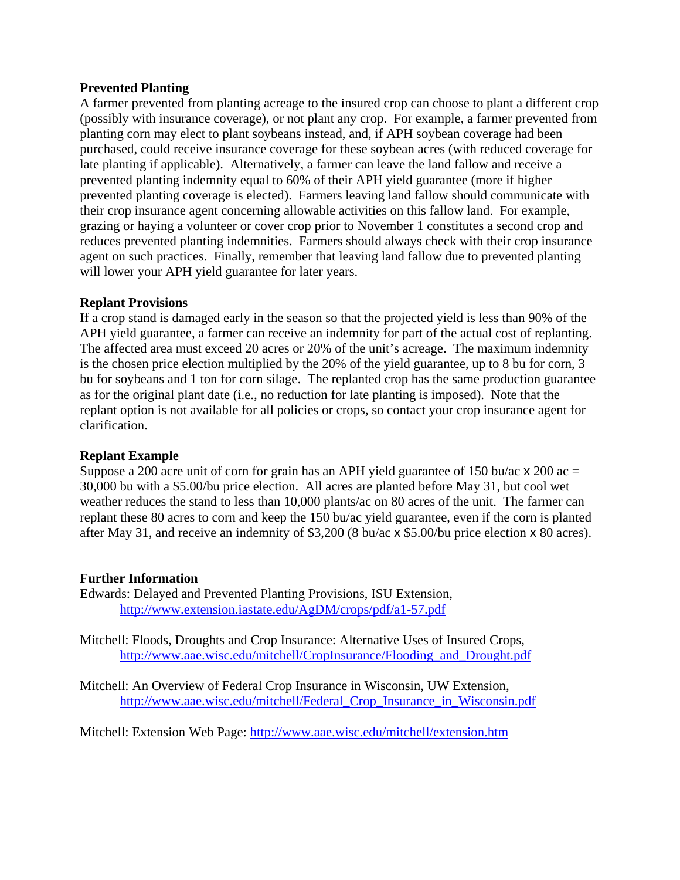**Prevented Planting**

A farmer prevented from planting acreage to the insured crop can choose to plant a different crop (possibly with insurance coverage), or not plant any crop. For example, a farmer prevented from planting corn may elect to plant soybeans instead, and, if APH soybean coverage had been purchased, could receive insurance coverage for these soybean acres (with reduced coverage for late planting if applicable). Alternatively, a farmer can leave the land fallow and receive a prevented planting indemnity equal to 60% of their APH yield guarantee (more if higher prevented planting coverage is elected). Farmers leaving land fallow should communicate with their crop insurance agent concerning allowable activities on this fallow land. For example, grazing or haying a volunteer or cover crop prior to November 1 constitutes a second crop and reduces prevented planting indemnities. Farmers should always check with their crop insurance agent on such practices. Finally, remember that leaving land fallow due to prevented planting will lower your APH yield guarantee for later years.

**Replant Provisions**

If a crop stand is damaged early in the season so that the projected yield is less than 90% of the APH yield guarantee, a farmer can receive an indemnity for part of the actual cost of replanting. The affected area must exceed 20 acres or 20% of the unit's acreage. The maximum indemnity is the chosen price election multiplied by the 20% of the yield guarantee, up to 8 bu for corn, 3 bu for soybeans and 1 ton for corn silage. The replanted crop has the same production guarantee as for the original plant date (i.e., no reduction for late planting is imposed). Note that the replant option is not available for all policies or crops, so contact your crop insurance agent for clarification.

**Replant Example**

Suppose a 200 acre unit of corn for grain has an APH yield guarantee of 150 bu/ac x 200 ac = 30,000 bu with a $5.00/bu price election. All acres are planted before May 31, but cool wet weather reduces the stand to less than 10,000 plants/ac on 80 acres of the unit. The farmer can replant these 80 acres to corn and keep the 150 bu/ac yield guarantee, even if the corn is planted after May 31, and receive an indemnity of $3,200 (8 bu/ac x $5.00/bu price election x 80 acres).

**Further Information**

Edwards: Delayed and Prevented Planting Provisions, ISU Extension,
http://www.extension.iastate.edu/AgDM/crops/pdf/a1-57.pdf

Mitchell: Floods, Droughts and Crop Insurance: Alternative Uses of Insured Crops,
http://www.aae.wisc.edu/mitchell/CropInsurance/Flooding_and_Drought.pdf

Mitchell: An Overview of Federal Crop Insurance in Wisconsin, UW Extension,
http://www.aae.wisc.edu/mitchell/Federal_Crop_Insurance_in_Wisconsin.pdf

Mitchell: Extension Web Page: http://www.aae.wisc.edu/mitchell/extension.htm